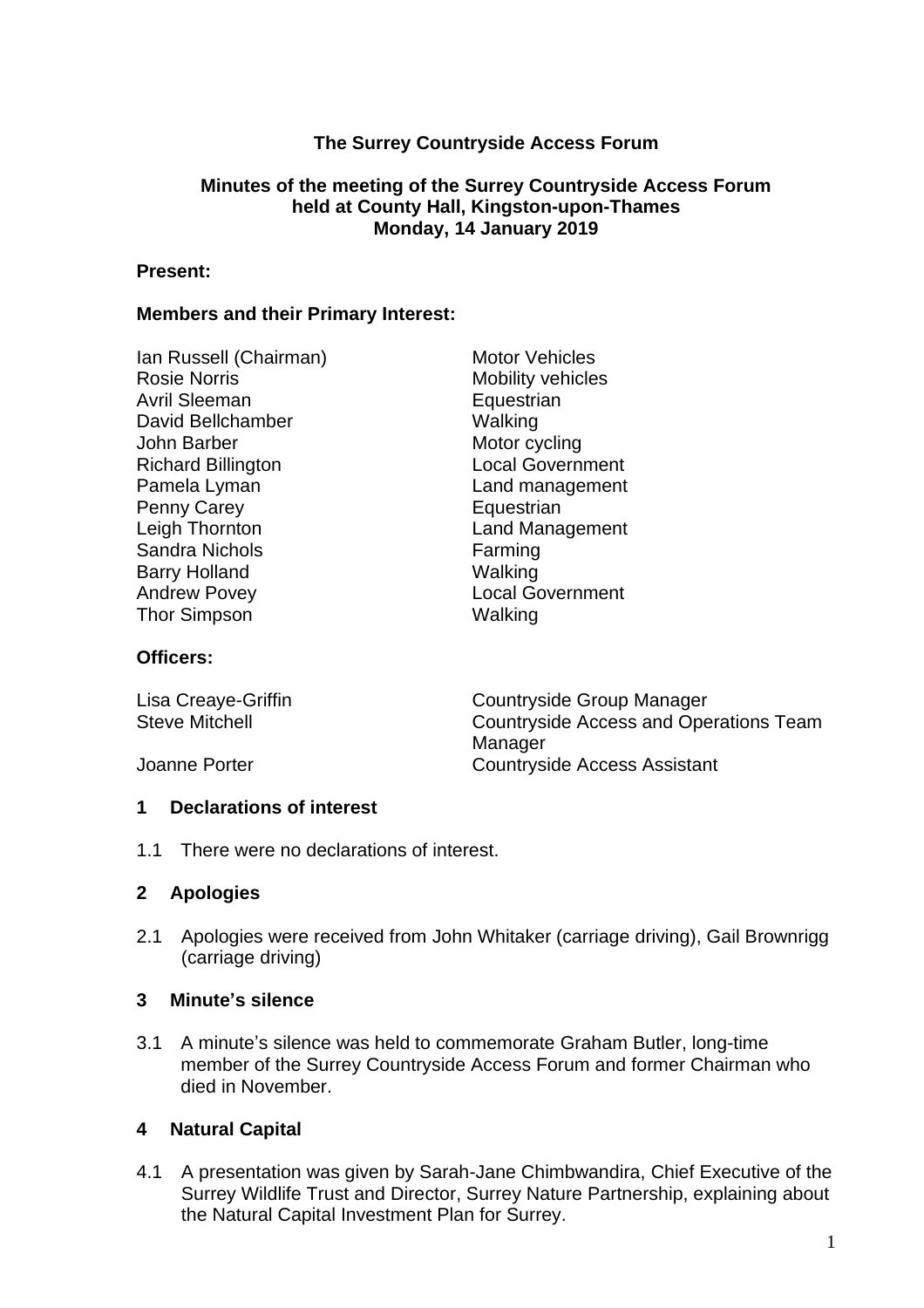**The Surrey Countryside Access Forum**

**Minutes of the meeting of the Surrey Countryside Access Forum held at County Hall, Kingston-upon-Thames Monday, 14 January 2019**

**Present:**

**Members and their Primary Interest:**

| | |
|---|---|
| Ian Russell (Chairman) | Motor Vehicles |
| Rosie Norris | Mobility vehicles |
| Avril Sleeman | Equestrian |
| David Bellchamber | Walking |
| John Barber | Motor cycling |
| Richard Billington | Local Government |
| Pamela Lyman | Land management |
| Penny Carey | Equestrian |
| Leigh Thornton | Land Management |
| Sandra Nichols | Farming |
| Barry Holland | Walking |
| Andrew Povey | Local Government |
| Thor Simpson | Walking |

**Officers:**

| | |
|---|---|
| Lisa Creaye-Griffin | Countryside Group Manager |
| Steve Mitchell | Countryside Access and Operations Team Manager |
| Joanne Porter | Countryside Access Assistant |

## 1 Declarations of interest

1.1 There were no declarations of interest.

## 2 Apologies

2.1 Apologies were received from John Whitaker (carriage driving), Gail Brownrigg (carriage driving)

## 3 Minute's silence

3.1 A minute's silence was held to commemorate Graham Butler, long-time member of the Surrey Countryside Access Forum and former Chairman who died in November.

## 4 Natural Capital

4.1 A presentation was given by Sarah-Jane Chimbwandira, Chief Executive of the Surrey Wildlife Trust and Director, Surrey Nature Partnership, explaining about the Natural Capital Investment Plan for Surrey.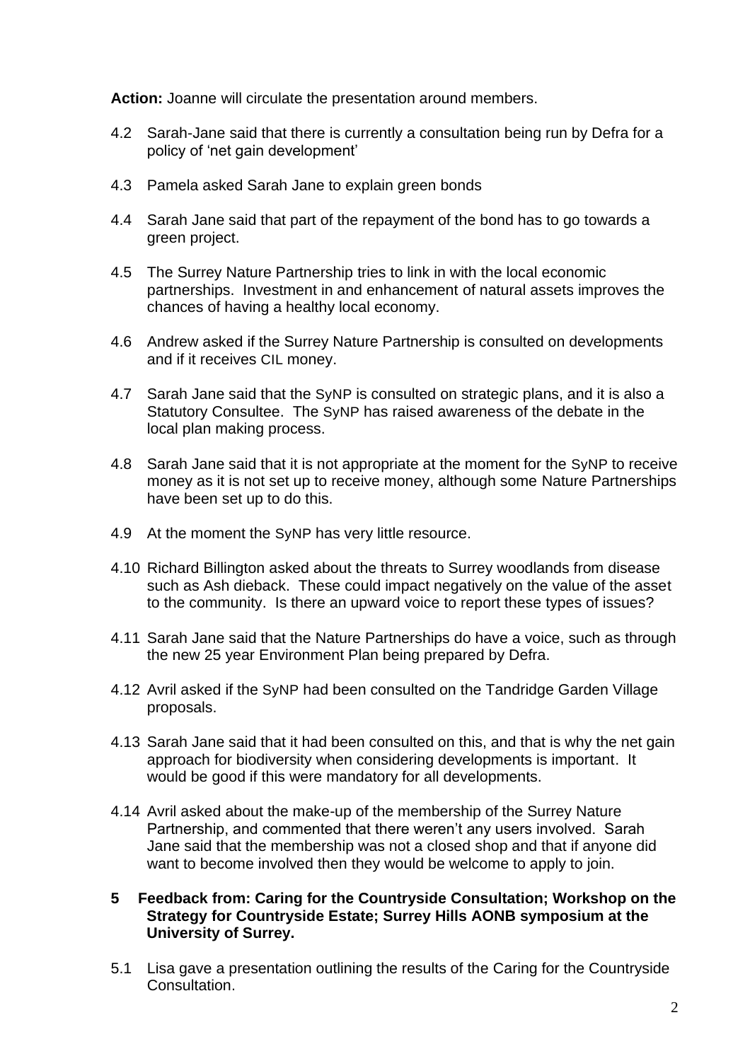**Action:** Joanne will circulate the presentation around members.

4.2 Sarah-Jane said that there is currently a consultation being run by Defra for a policy of 'net gain development'

4.3 Pamela asked Sarah Jane to explain green bonds

4.4 Sarah Jane said that part of the repayment of the bond has to go towards a green project.

4.5 The Surrey Nature Partnership tries to link in with the local economic partnerships. Investment in and enhancement of natural assets improves the chances of having a healthy local economy.

4.6 Andrew asked if the Surrey Nature Partnership is consulted on developments and if it receives CIL money.

4.7 Sarah Jane said that the SyNP is consulted on strategic plans, and it is also a Statutory Consultee. The SyNP has raised awareness of the debate in the local plan making process.

4.8 Sarah Jane said that it is not appropriate at the moment for the SyNP to receive money as it is not set up to receive money, although some Nature Partnerships have been set up to do this.

4.9 At the moment the SyNP has very little resource.

4.10 Richard Billington asked about the threats to Surrey woodlands from disease such as Ash dieback. These could impact negatively on the value of the asset to the community. Is there an upward voice to report these types of issues?

4.11 Sarah Jane said that the Nature Partnerships do have a voice, such as through the new 25 year Environment Plan being prepared by Defra.

4.12 Avril asked if the SyNP had been consulted on the Tandridge Garden Village proposals.

4.13 Sarah Jane said that it had been consulted on this, and that is why the net gain approach for biodiversity when considering developments is important. It would be good if this were mandatory for all developments.

4.14 Avril asked about the make-up of the membership of the Surrey Nature Partnership, and commented that there weren't any users involved. Sarah Jane said that the membership was not a closed shop and that if anyone did want to become involved then they would be welcome to apply to join.

**5 Feedback from: Caring for the Countryside Consultation; Workshop on the Strategy for Countryside Estate; Surrey Hills AONB symposium at the University of Surrey.**

5.1 Lisa gave a presentation outlining the results of the Caring for the Countryside Consultation.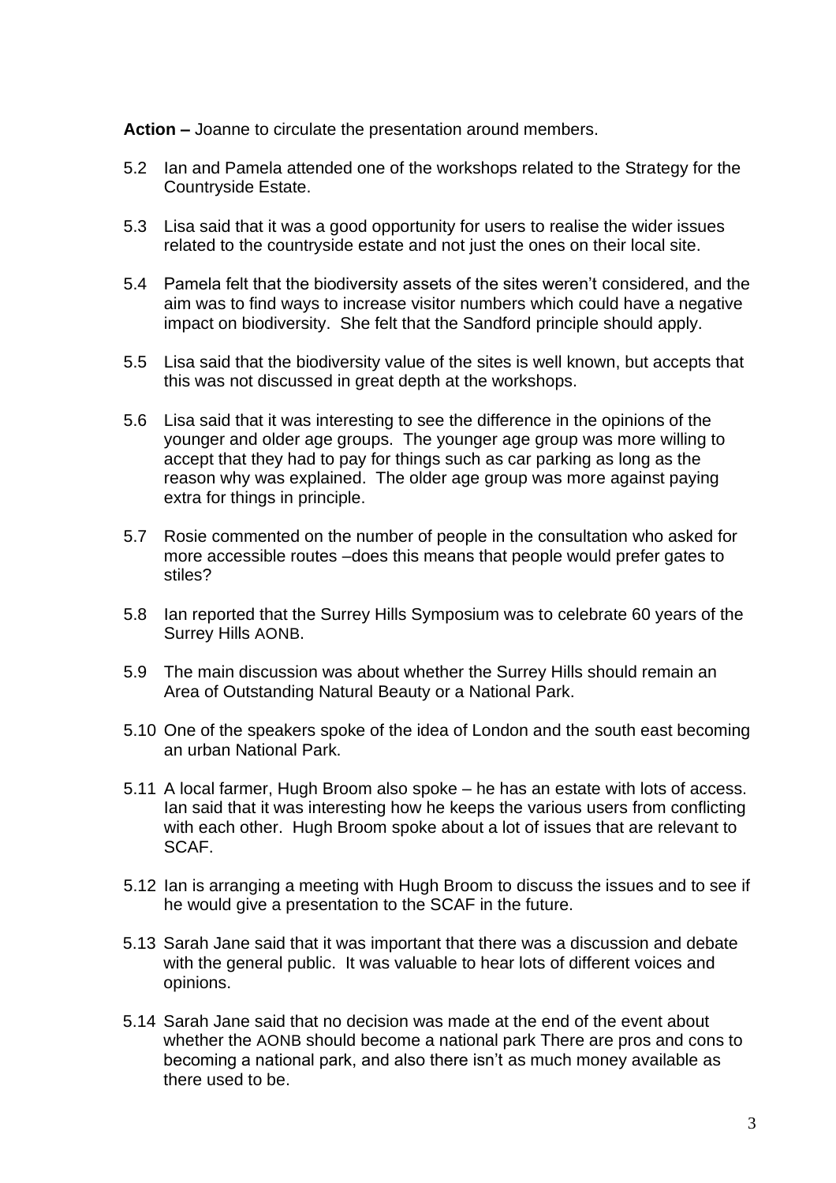**Action –** Joanne to circulate the presentation around members.

5.2 Ian and Pamela attended one of the workshops related to the Strategy for the Countryside Estate.

5.3 Lisa said that it was a good opportunity for users to realise the wider issues related to the countryside estate and not just the ones on their local site.

5.4 Pamela felt that the biodiversity assets of the sites weren't considered, and the aim was to find ways to increase visitor numbers which could have a negative impact on biodiversity. She felt that the Sandford principle should apply.

5.5 Lisa said that the biodiversity value of the sites is well known, but accepts that this was not discussed in great depth at the workshops.

5.6 Lisa said that it was interesting to see the difference in the opinions of the younger and older age groups. The younger age group was more willing to accept that they had to pay for things such as car parking as long as the reason why was explained. The older age group was more against paying extra for things in principle.

5.7 Rosie commented on the number of people in the consultation who asked for more accessible routes –does this means that people would prefer gates to stiles?

5.8 Ian reported that the Surrey Hills Symposium was to celebrate 60 years of the Surrey Hills AONB.

5.9 The main discussion was about whether the Surrey Hills should remain an Area of Outstanding Natural Beauty or a National Park.

5.10 One of the speakers spoke of the idea of London and the south east becoming an urban National Park.

5.11 A local farmer, Hugh Broom also spoke – he has an estate with lots of access. Ian said that it was interesting how he keeps the various users from conflicting with each other. Hugh Broom spoke about a lot of issues that are relevant to SCAF.

5.12 Ian is arranging a meeting with Hugh Broom to discuss the issues and to see if he would give a presentation to the SCAF in the future.

5.13 Sarah Jane said that it was important that there was a discussion and debate with the general public. It was valuable to hear lots of different voices and opinions.

5.14 Sarah Jane said that no decision was made at the end of the event about whether the AONB should become a national park There are pros and cons to becoming a national park, and also there isn't as much money available as there used to be.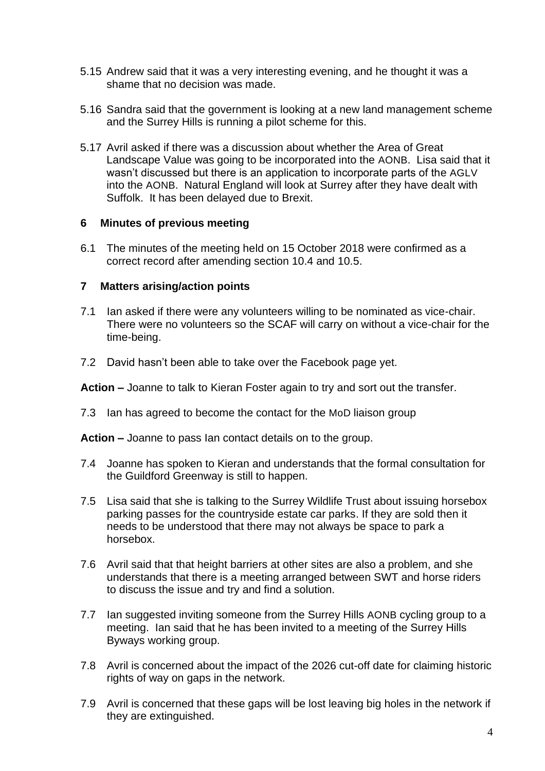5.15 Andrew said that it was a very interesting evening, and he thought it was a shame that no decision was made.

5.16 Sandra said that the government is looking at a new land management scheme and the Surrey Hills is running a pilot scheme for this.

5.17 Avril asked if there was a discussion about whether the Area of Great Landscape Value was going to be incorporated into the AONB. Lisa said that it wasn't discussed but there is an application to incorporate parts of the AGLV into the AONB. Natural England will look at Surrey after they have dealt with Suffolk. It has been delayed due to Brexit.

## 6 Minutes of previous meeting

6.1 The minutes of the meeting held on 15 October 2018 were confirmed as a correct record after amending section 10.4 and 10.5.

## 7 Matters arising/action points

7.1 Ian asked if there were any volunteers willing to be nominated as vice-chair. There were no volunteers so the SCAF will carry on without a vice-chair for the time-being.

7.2 David hasn't been able to take over the Facebook page yet.

**Action –** Joanne to talk to Kieran Foster again to try and sort out the transfer.

7.3 Ian has agreed to become the contact for the MoD liaison group

**Action –** Joanne to pass Ian contact details on to the group.

7.4 Joanne has spoken to Kieran and understands that the formal consultation for the Guildford Greenway is still to happen.

7.5 Lisa said that she is talking to the Surrey Wildlife Trust about issuing horsebox parking passes for the countryside estate car parks. If they are sold then it needs to be understood that there may not always be space to park a horsebox.

7.6 Avril said that that height barriers at other sites are also a problem, and she understands that there is a meeting arranged between SWT and horse riders to discuss the issue and try and find a solution.

7.7 Ian suggested inviting someone from the Surrey Hills AONB cycling group to a meeting. Ian said that he has been invited to a meeting of the Surrey Hills Byways working group.

7.8 Avril is concerned about the impact of the 2026 cut-off date for claiming historic rights of way on gaps in the network.

7.9 Avril is concerned that these gaps will be lost leaving big holes in the network if they are extinguished.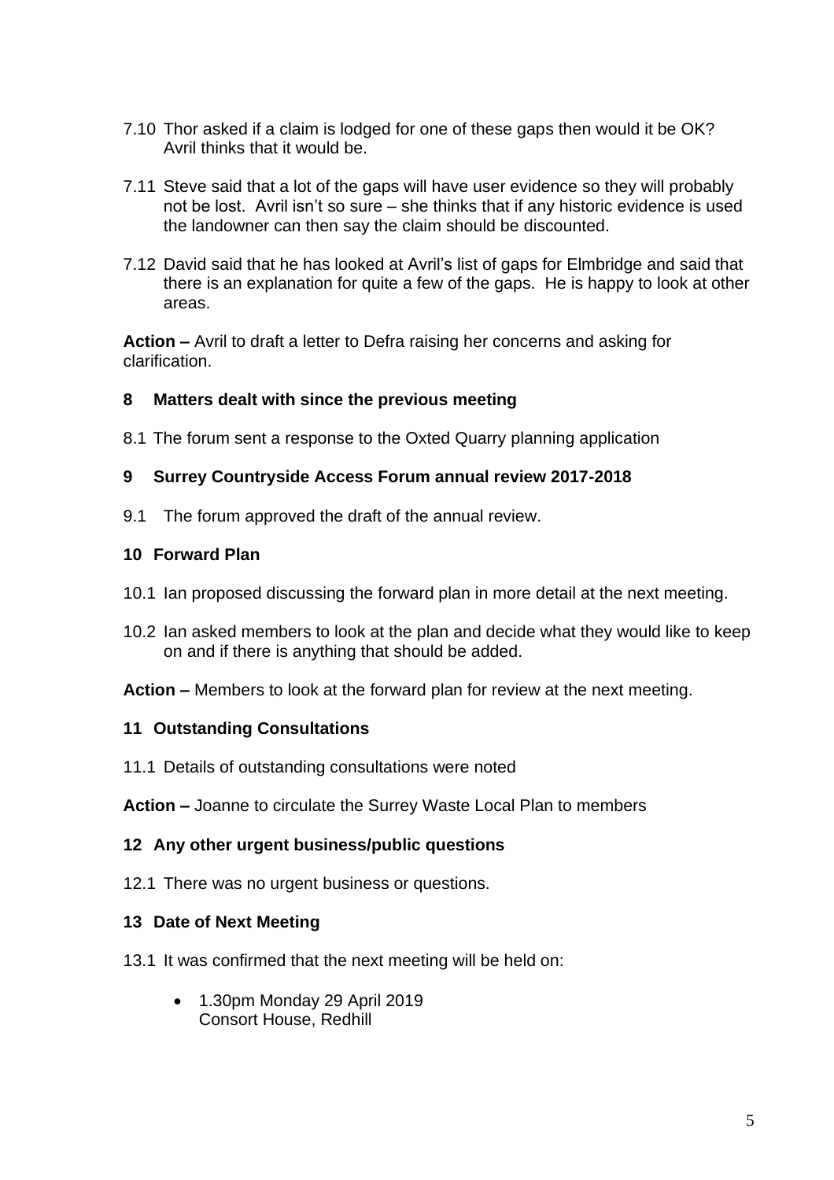7.10 Thor asked if a claim is lodged for one of these gaps then would it be OK? Avril thinks that it would be.

7.11 Steve said that a lot of the gaps will have user evidence so they will probably not be lost. Avril isn't so sure – she thinks that if any historic evidence is used the landowner can then say the claim should be discounted.

7.12 David said that he has looked at Avril's list of gaps for Elmbridge and said that there is an explanation for quite a few of the gaps. He is happy to look at other areas.

**Action –** Avril to draft a letter to Defra raising her concerns and asking for clarification.

## 8 Matters dealt with since the previous meeting

8.1 The forum sent a response to the Oxted Quarry planning application

## 9 Surrey Countryside Access Forum annual review 2017-2018

9.1 The forum approved the draft of the annual review.

## 10 Forward Plan

10.1 Ian proposed discussing the forward plan in more detail at the next meeting.

10.2 Ian asked members to look at the plan and decide what they would like to keep on and if there is anything that should be added.

**Action –** Members to look at the forward plan for review at the next meeting.

## 11 Outstanding Consultations

11.1 Details of outstanding consultations were noted

**Action –** Joanne to circulate the Surrey Waste Local Plan to members

## 12 Any other urgent business/public questions

12.1 There was no urgent business or questions.

## 13 Date of Next Meeting

13.1 It was confirmed that the next meeting will be held on:

- 1.30pm Monday 29 April 2019
  Consort House, Redhill